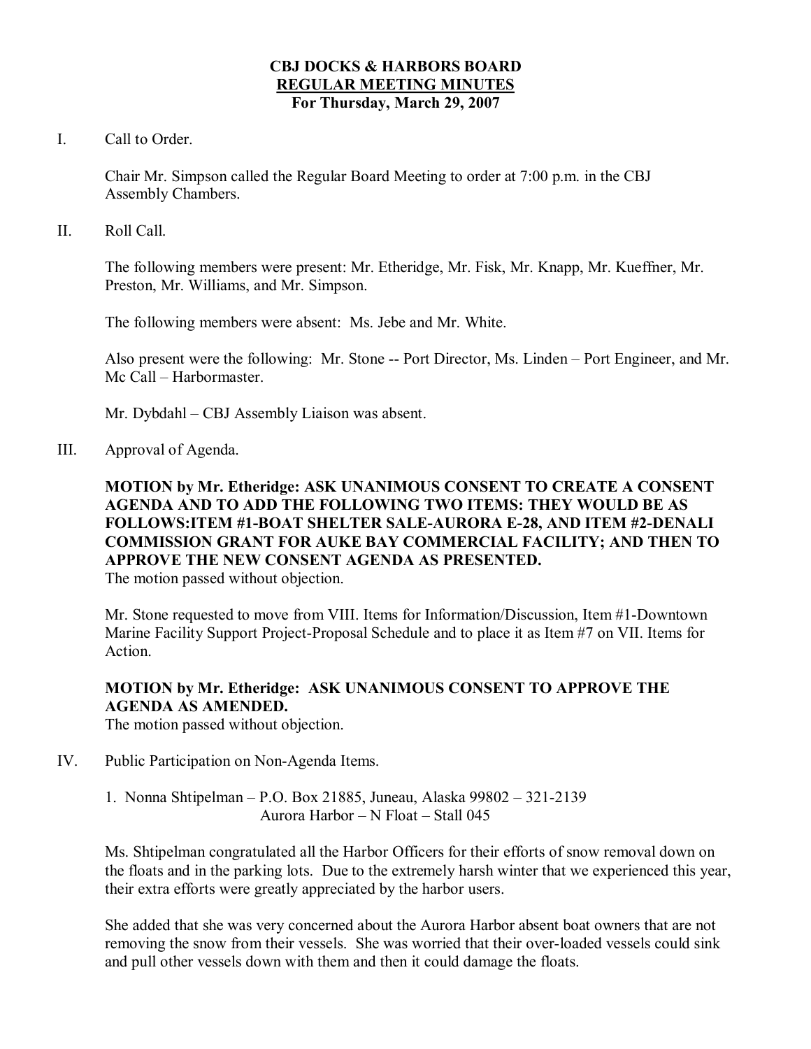**CBJ DOCKS & HARBORS BOARD**
**REGULAR MEETING MINUTES**
**For Thursday, March 29, 2007**

I. Call to Order.

Chair Mr. Simpson called the Regular Board Meeting to order at 7:00 p.m. in the CBJ Assembly Chambers.

II. Roll Call.

The following members were present: Mr. Etheridge, Mr. Fisk, Mr. Knapp, Mr. Kueffner, Mr. Preston, Mr. Williams, and Mr. Simpson.

The following members were absent: Ms. Jebe and Mr. White.

Also present were the following: Mr. Stone -- Port Director, Ms. Linden – Port Engineer, and Mr. Mc Call – Harbormaster.

Mr. Dybdahl – CBJ Assembly Liaison was absent.

III. Approval of Agenda.

**MOTION by Mr. Etheridge: ASK UNANIMOUS CONSENT TO CREATE A CONSENT AGENDA AND TO ADD THE FOLLOWING TWO ITEMS: THEY WOULD BE AS FOLLOWS:ITEM #1-BOAT SHELTER SALE-AURORA E-28, AND ITEM #2-DENALI COMMISSION GRANT FOR AUKE BAY COMMERCIAL FACILITY; AND THEN TO APPROVE THE NEW CONSENT AGENDA AS PRESENTED.**
The motion passed without objection.

Mr. Stone requested to move from VIII. Items for Information/Discussion, Item #1-Downtown Marine Facility Support Project-Proposal Schedule and to place it as Item #7 on VII. Items for Action.

**MOTION by Mr. Etheridge: ASK UNANIMOUS CONSENT TO APPROVE THE AGENDA AS AMENDED.**
The motion passed without objection.

IV. Public Participation on Non-Agenda Items.

1. Nonna Shtipelman – P.O. Box 21885, Juneau, Alaska 99802 – 321-2139
   Aurora Harbor – N Float – Stall 045

Ms. Shtipelman congratulated all the Harbor Officers for their efforts of snow removal down on the floats and in the parking lots. Due to the extremely harsh winter that we experienced this year, their extra efforts were greatly appreciated by the harbor users.

She added that she was very concerned about the Aurora Harbor absent boat owners that are not removing the snow from their vessels. She was worried that their over-loaded vessels could sink and pull other vessels down with them and then it could damage the floats.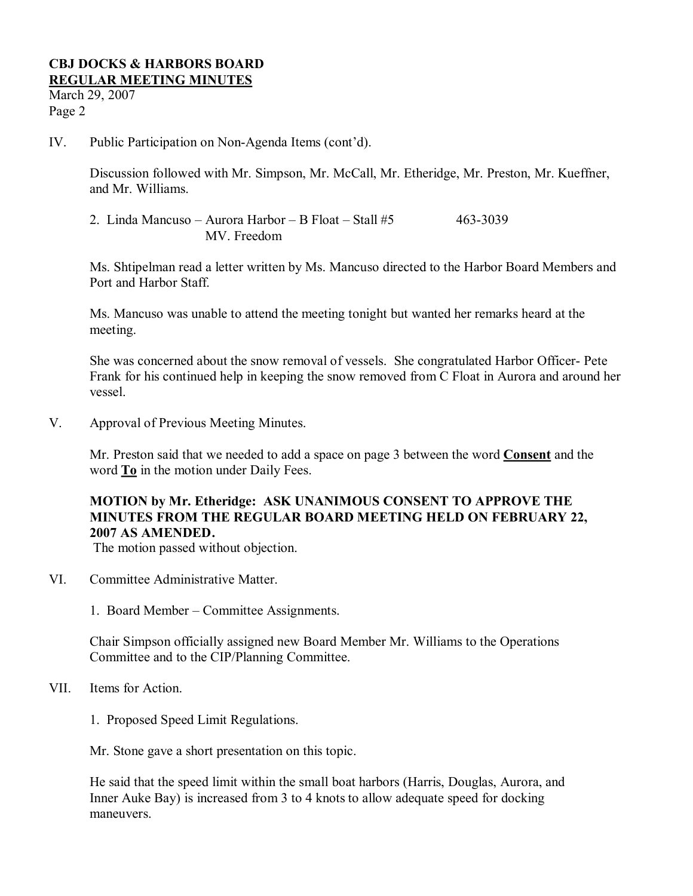**CBJ DOCKS & HARBORS BOARD**
**REGULAR MEETING MINUTES**
March 29, 2007

IV. Public Participation on Non-Agenda Items (cont'd).

Discussion followed with Mr. Simpson, Mr. McCall, Mr. Etheridge, Mr. Preston, Mr. Kueffner, and Mr. Williams.

2. Linda Mancuso – Aurora Harbor – B Float – Stall #5 463-3039
   MV. Freedom

Ms. Shtipelman read a letter written by Ms. Mancuso directed to the Harbor Board Members and Port and Harbor Staff.

Ms. Mancuso was unable to attend the meeting tonight but wanted her remarks heard at the meeting.

She was concerned about the snow removal of vessels. She congratulated Harbor Officer- Pete Frank for his continued help in keeping the snow removed from C Float in Aurora and around her vessel.

V. Approval of Previous Meeting Minutes.

Mr. Preston said that we needed to add a space on page 3 between the word **Consent** and the word **To** in the motion under Daily Fees.

**MOTION by Mr. Etheridge: ASK UNANIMOUS CONSENT TO APPROVE THE MINUTES FROM THE REGULAR BOARD MEETING HELD ON FEBRUARY 22, 2007 AS AMENDED.**
The motion passed without objection.

VI. Committee Administrative Matter.

1. Board Member – Committee Assignments.

Chair Simpson officially assigned new Board Member Mr. Williams to the Operations Committee and to the CIP/Planning Committee.

VII. Items for Action.

1. Proposed Speed Limit Regulations.

Mr. Stone gave a short presentation on this topic.

He said that the speed limit within the small boat harbors (Harris, Douglas, Aurora, and Inner Auke Bay) is increased from 3 to 4 knots to allow adequate speed for docking maneuvers.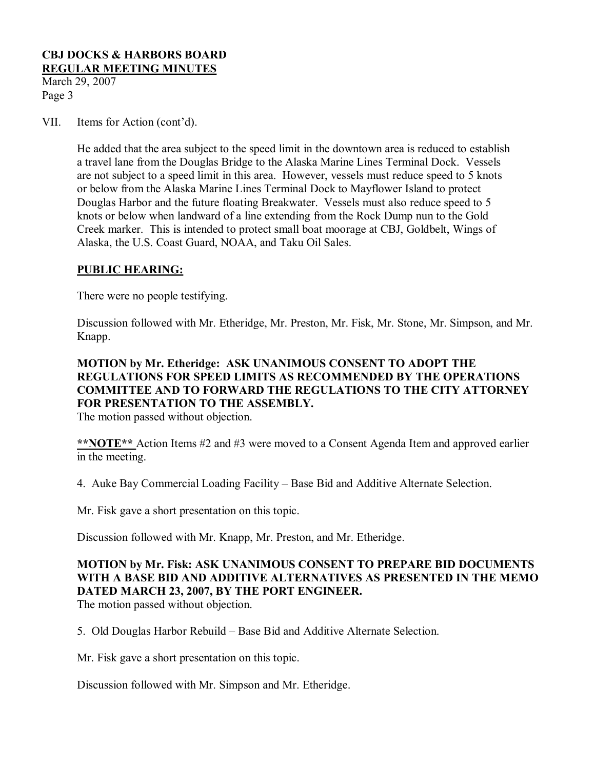VII. Items for Action (cont'd).

He added that the area subject to the speed limit in the downtown area is reduced to establish a travel lane from the Douglas Bridge to the Alaska Marine Lines Terminal Dock. Vessels are not subject to a speed limit in this area. However, vessels must reduce speed to 5 knots or below from the Alaska Marine Lines Terminal Dock to Mayflower Island to protect Douglas Harbor and the future floating Breakwater. Vessels must also reduce speed to 5 knots or below when landward of a line extending from the Rock Dump nun to the Gold Creek marker. This is intended to protect small boat moorage at CBJ, Goldbelt, Wings of Alaska, the U.S. Coast Guard, NOAA, and Taku Oil Sales.

**<u>PUBLIC HEARING:</u>**

There were no people testifying.

Discussion followed with Mr. Etheridge, Mr. Preston, Mr. Fisk, Mr. Stone, Mr. Simpson, and Mr. Knapp.

**MOTION by Mr. Etheridge: ASK UNANIMOUS CONSENT TO ADOPT THE REGULATIONS FOR SPEED LIMITS AS RECOMMENDED BY THE OPERATIONS COMMITTEE AND TO FORWARD THE REGULATIONS TO THE CITY ATTORNEY FOR PRESENTATION TO THE ASSEMBLY.**
The motion passed without objection.

**<u>**NOTE**</u>** Action Items #2 and #3 were moved to a Consent Agenda Item and approved earlier in the meeting.

4. Auke Bay Commercial Loading Facility – Base Bid and Additive Alternate Selection.

Mr. Fisk gave a short presentation on this topic.

Discussion followed with Mr. Knapp, Mr. Preston, and Mr. Etheridge.

**MOTION by Mr. Fisk: ASK UNANIMOUS CONSENT TO PREPARE BID DOCUMENTS WITH A BASE BID AND ADDITIVE ALTERNATIVES AS PRESENTED IN THE MEMO DATED MARCH 23, 2007, BY THE PORT ENGINEER.**
The motion passed without objection.

5. Old Douglas Harbor Rebuild – Base Bid and Additive Alternate Selection.

Mr. Fisk gave a short presentation on this topic.

Discussion followed with Mr. Simpson and Mr. Etheridge.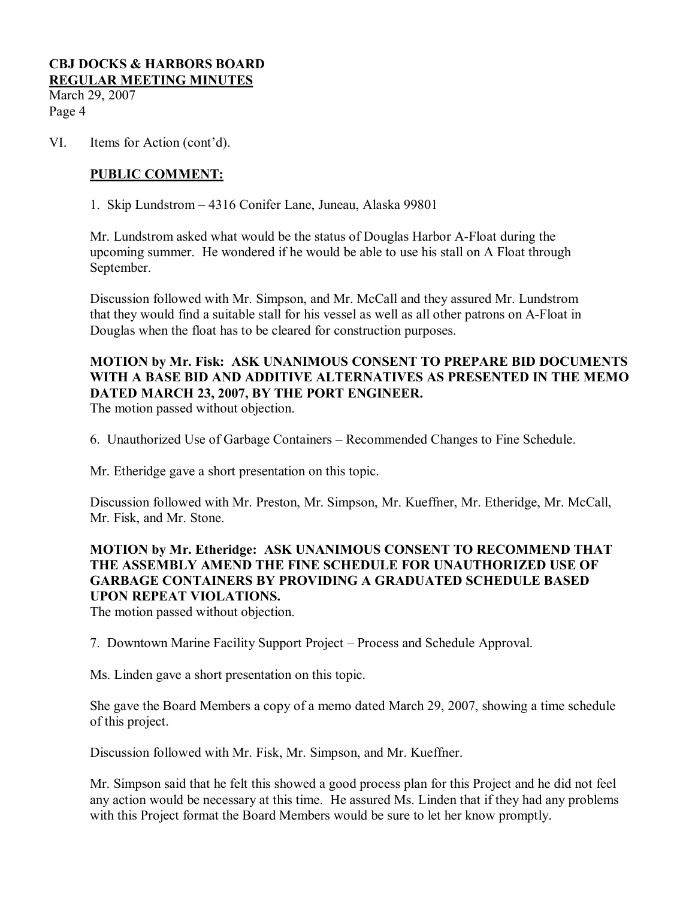VI. Items for Action (cont'd).

**PUBLIC COMMENT:**

1. Skip Lundstrom – 4316 Conifer Lane, Juneau, Alaska 99801

Mr. Lundstrom asked what would be the status of Douglas Harbor A-Float during the upcoming summer. He wondered if he would be able to use his stall on A Float through September.

Discussion followed with Mr. Simpson, and Mr. McCall and they assured Mr. Lundstrom that they would find a suitable stall for his vessel as well as all other patrons on A-Float in Douglas when the float has to be cleared for construction purposes.

**MOTION by Mr. Fisk: ASK UNANIMOUS CONSENT TO PREPARE BID DOCUMENTS WITH A BASE BID AND ADDITIVE ALTERNATIVES AS PRESENTED IN THE MEMO DATED MARCH 23, 2007, BY THE PORT ENGINEER.**
The motion passed without objection.

6. Unauthorized Use of Garbage Containers – Recommended Changes to Fine Schedule.

Mr. Etheridge gave a short presentation on this topic.

Discussion followed with Mr. Preston, Mr. Simpson, Mr. Kueffner, Mr. Etheridge, Mr. McCall, Mr. Fisk, and Mr. Stone.

**MOTION by Mr. Etheridge: ASK UNANIMOUS CONSENT TO RECOMMEND THAT THE ASSEMBLY AMEND THE FINE SCHEDULE FOR UNAUTHORIZED USE OF GARBAGE CONTAINERS BY PROVIDING A GRADUATED SCHEDULE BASED UPON REPEAT VIOLATIONS.**
The motion passed without objection.

7. Downtown Marine Facility Support Project – Process and Schedule Approval.

Ms. Linden gave a short presentation on this topic.

She gave the Board Members a copy of a memo dated March 29, 2007, showing a time schedule of this project.

Discussion followed with Mr. Fisk, Mr. Simpson, and Mr. Kueffner.

Mr. Simpson said that he felt this showed a good process plan for this Project and he did not feel any action would be necessary at this time. He assured Ms. Linden that if they had any problems with this Project format the Board Members would be sure to let her know promptly.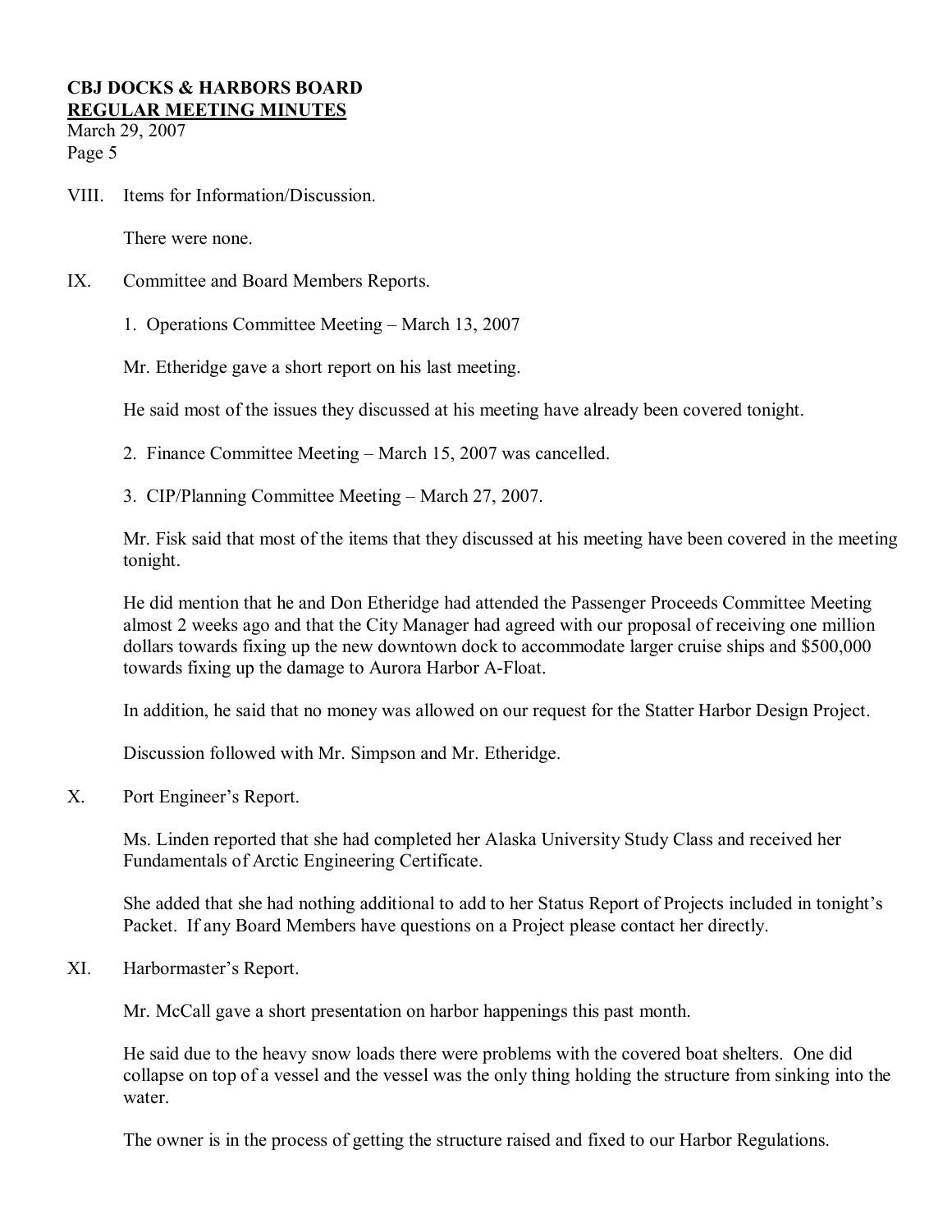VIII. Items for Information/Discussion.

There were none.

IX. Committee and Board Members Reports.

1. Operations Committee Meeting – March 13, 2007

Mr. Etheridge gave a short report on his last meeting.

He said most of the issues they discussed at his meeting have already been covered tonight.

2. Finance Committee Meeting – March 15, 2007 was cancelled.

3. CIP/Planning Committee Meeting – March 27, 2007.

Mr. Fisk said that most of the items that they discussed at his meeting have been covered in the meeting tonight.

He did mention that he and Don Etheridge had attended the Passenger Proceeds Committee Meeting almost 2 weeks ago and that the City Manager had agreed with our proposal of receiving one million dollars towards fixing up the new downtown dock to accommodate larger cruise ships and $500,000 towards fixing up the damage to Aurora Harbor A-Float.

In addition, he said that no money was allowed on our request for the Statter Harbor Design Project.

Discussion followed with Mr. Simpson and Mr. Etheridge.

X. Port Engineer's Report.

Ms. Linden reported that she had completed her Alaska University Study Class and received her Fundamentals of Arctic Engineering Certificate.

She added that she had nothing additional to add to her Status Report of Projects included in tonight's Packet. If any Board Members have questions on a Project please contact her directly.

XI. Harbormaster's Report.

Mr. McCall gave a short presentation on harbor happenings this past month.

He said due to the heavy snow loads there were problems with the covered boat shelters. One did collapse on top of a vessel and the vessel was the only thing holding the structure from sinking into the water.

The owner is in the process of getting the structure raised and fixed to our Harbor Regulations.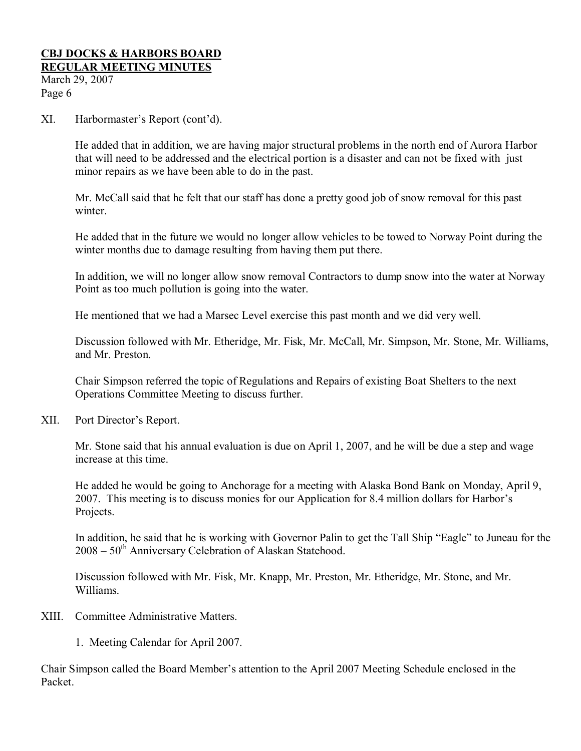XI. Harbormaster's Report (cont'd).

He added that in addition, we are having major structural problems in the north end of Aurora Harbor that will need to be addressed and the electrical portion is a disaster and can not be fixed with just minor repairs as we have been able to do in the past.

Mr. McCall said that he felt that our staff has done a pretty good job of snow removal for this past winter.

He added that in the future we would no longer allow vehicles to be towed to Norway Point during the winter months due to damage resulting from having them put there.

In addition, we will no longer allow snow removal Contractors to dump snow into the water at Norway Point as too much pollution is going into the water.

He mentioned that we had a Marsec Level exercise this past month and we did very well.

Discussion followed with Mr. Etheridge, Mr. Fisk, Mr. McCall, Mr. Simpson, Mr. Stone, Mr. Williams, and Mr. Preston.

Chair Simpson referred the topic of Regulations and Repairs of existing Boat Shelters to the next Operations Committee Meeting to discuss further.

XII. Port Director's Report.

Mr. Stone said that his annual evaluation is due on April 1, 2007, and he will be due a step and wage increase at this time.

He added he would be going to Anchorage for a meeting with Alaska Bond Bank on Monday, April 9, 2007. This meeting is to discuss monies for our Application for 8.4 million dollars for Harbor's Projects.

In addition, he said that he is working with Governor Palin to get the Tall Ship "Eagle" to Juneau for the 2008 – 50th Anniversary Celebration of Alaskan Statehood.

Discussion followed with Mr. Fisk, Mr. Knapp, Mr. Preston, Mr. Etheridge, Mr. Stone, and Mr. Williams.

XIII. Committee Administrative Matters.

1. Meeting Calendar for April 2007.

Chair Simpson called the Board Member's attention to the April 2007 Meeting Schedule enclosed in the Packet.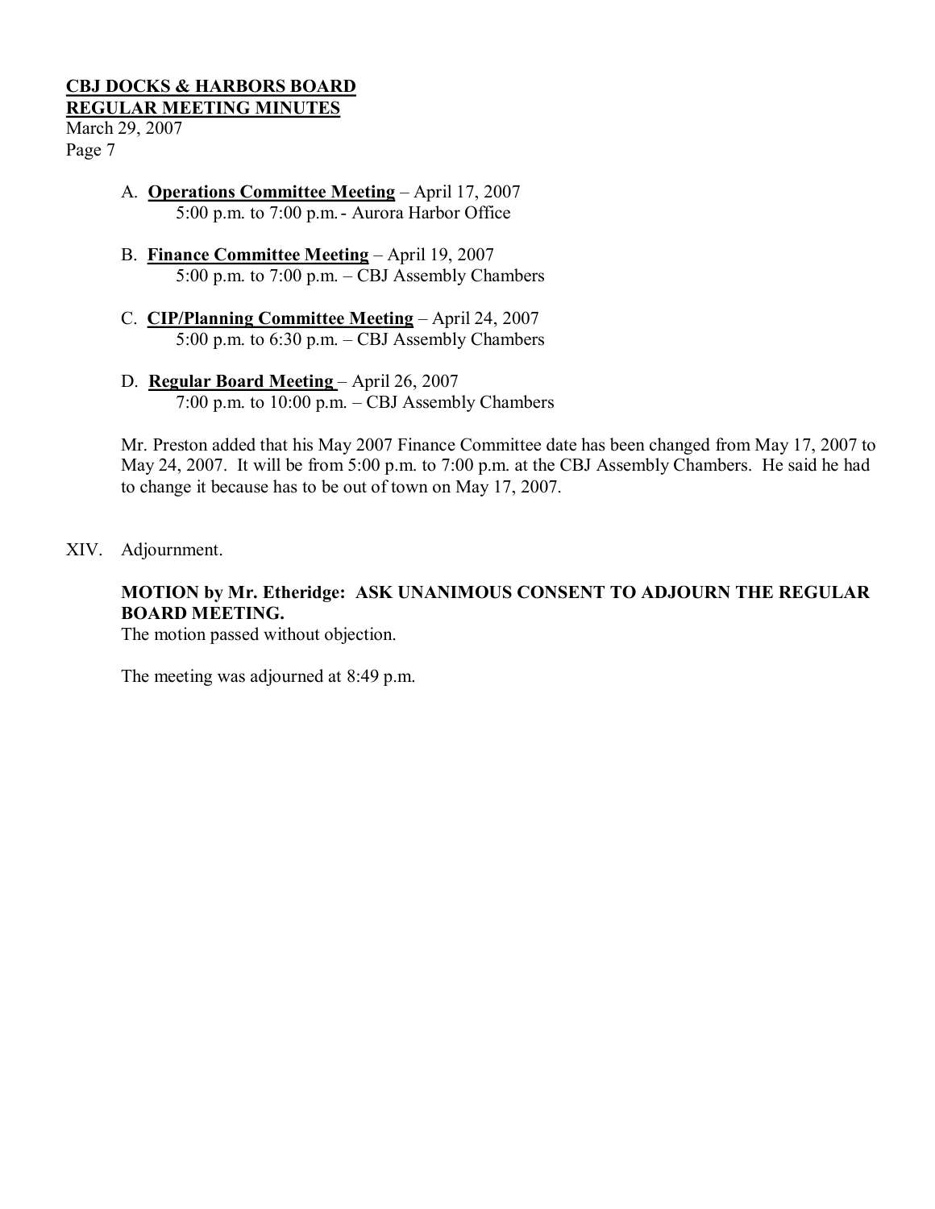A. **Operations Committee Meeting** – April 17, 2007
   5:00 p.m. to 7:00 p.m. - Aurora Harbor Office

B. **Finance Committee Meeting** – April 19, 2007
   5:00 p.m. to 7:00 p.m. – CBJ Assembly Chambers

C. **CIP/Planning Committee Meeting** – April 24, 2007
   5:00 p.m. to 6:30 p.m. – CBJ Assembly Chambers

D. **Regular Board Meeting** – April 26, 2007
   7:00 p.m. to 10:00 p.m. – CBJ Assembly Chambers

Mr. Preston added that his May 2007 Finance Committee date has been changed from May 17, 2007 to May 24, 2007. It will be from 5:00 p.m. to 7:00 p.m. at the CBJ Assembly Chambers. He said he had to change it because has to be out of town on May 17, 2007.

XIV. Adjournment.

**MOTION by Mr. Etheridge: ASK UNANIMOUS CONSENT TO ADJOURN THE REGULAR BOARD MEETING.**
The motion passed without objection.

The meeting was adjourned at 8:49 p.m.